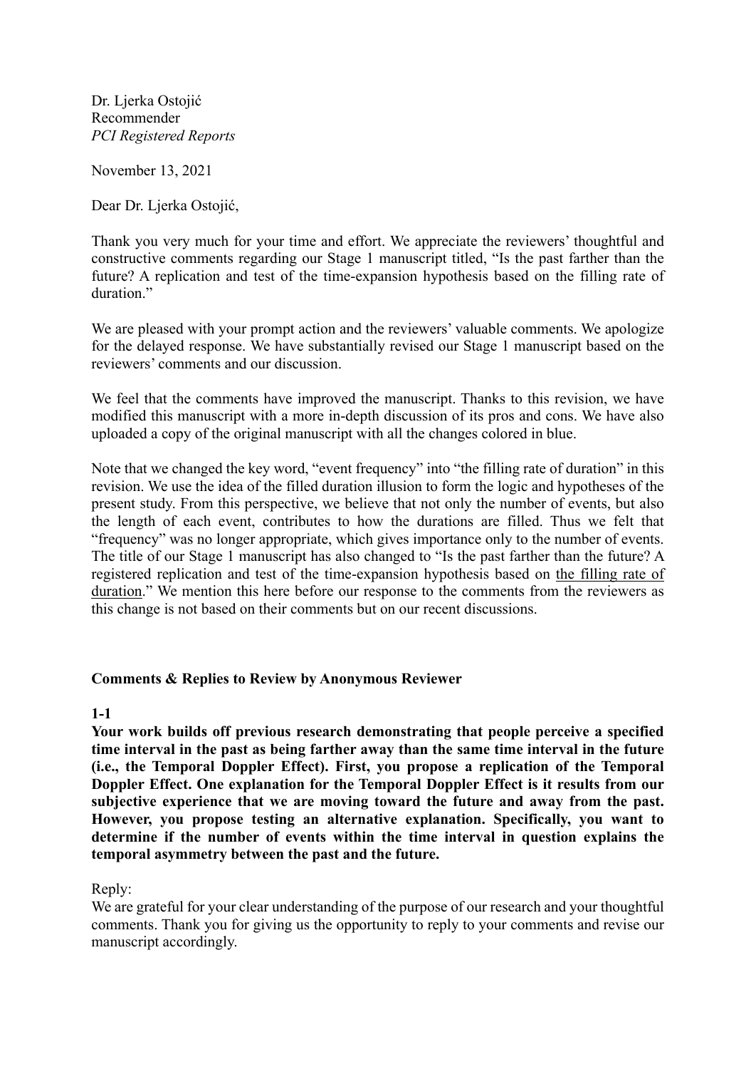Dr. Ljerka Ostojić
Recommender
*PCI Registered Reports*

November 13, 2021

Dear Dr. Ljerka Ostojić,

Thank you very much for your time and effort. We appreciate the reviewers' thoughtful and constructive comments regarding our Stage 1 manuscript titled, "Is the past farther than the future? A replication and test of the time-expansion hypothesis based on the filling rate of duration."

We are pleased with your prompt action and the reviewers' valuable comments. We apologize for the delayed response. We have substantially revised our Stage 1 manuscript based on the reviewers' comments and our discussion.

We feel that the comments have improved the manuscript. Thanks to this revision, we have modified this manuscript with a more in-depth discussion of its pros and cons. We have also uploaded a copy of the original manuscript with all the changes colored in blue.

Note that we changed the key word, "event frequency" into "the filling rate of duration" in this revision. We use the idea of the filled duration illusion to form the logic and hypotheses of the present study. From this perspective, we believe that not only the number of events, but also the length of each event, contributes to how the durations are filled. Thus we felt that "frequency" was no longer appropriate, which gives importance only to the number of events. The title of our Stage 1 manuscript has also changed to "Is the past farther than the future? A registered replication and test of the time-expansion hypothesis based on <u>the filling rate of duration</u>." We mention this here before our response to the comments from the reviewers as this change is not based on their comments but on our recent discussions.

**Comments & Replies to Review by Anonymous Reviewer**

**1-1**

**Your work builds off previous research demonstrating that people perceive a specified time interval in the past as being farther away than the same time interval in the future (i.e., the Temporal Doppler Effect). First, you propose a replication of the Temporal Doppler Effect. One explanation for the Temporal Doppler Effect is it results from our subjective experience that we are moving toward the future and away from the past. However, you propose testing an alternative explanation. Specifically, you want to determine if the number of events within the time interval in question explains the temporal asymmetry between the past and the future.**

Reply:
We are grateful for your clear understanding of the purpose of our research and your thoughtful comments. Thank you for giving us the opportunity to reply to your comments and revise our manuscript accordingly.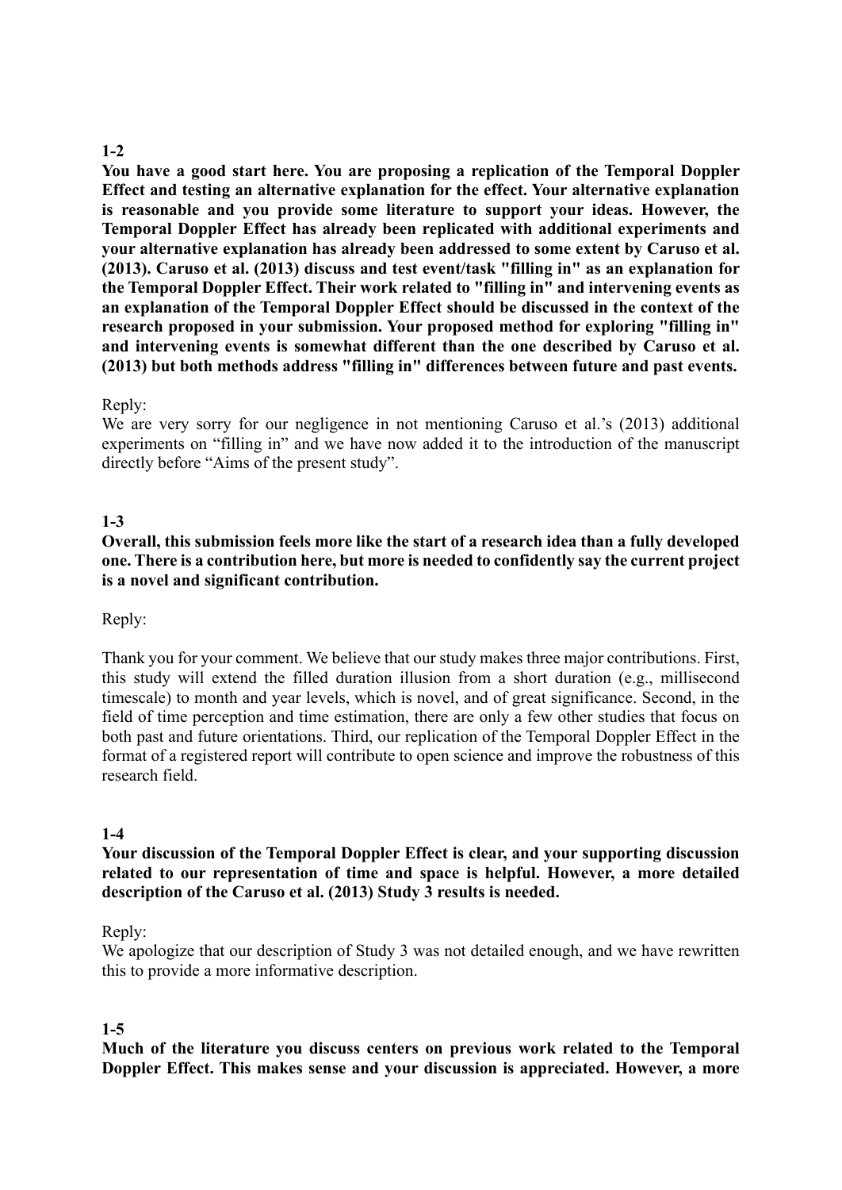**1-2**

**You have a good start here. You are proposing a replication of the Temporal Doppler Effect and testing an alternative explanation for the effect. Your alternative explanation is reasonable and you provide some literature to support your ideas. However, the Temporal Doppler Effect has already been replicated with additional experiments and your alternative explanation has already been addressed to some extent by Caruso et al. (2013). Caruso et al. (2013) discuss and test event/task "filling in" as an explanation for the Temporal Doppler Effect. Their work related to "filling in" and intervening events as an explanation of the Temporal Doppler Effect should be discussed in the context of the research proposed in your submission. Your proposed method for exploring "filling in" and intervening events is somewhat different than the one described by Caruso et al. (2013) but both methods address "filling in" differences between future and past events.**

Reply:

We are very sorry for our negligence in not mentioning Caruso et al.'s (2013) additional experiments on "filling in" and we have now added it to the introduction of the manuscript directly before "Aims of the present study".

**1-3**

**Overall, this submission feels more like the start of a research idea than a fully developed one. There is a contribution here, but more is needed to confidently say the current project is a novel and significant contribution.**

Reply:

Thank you for your comment. We believe that our study makes three major contributions. First, this study will extend the filled duration illusion from a short duration (e.g., millisecond timescale) to month and year levels, which is novel, and of great significance. Second, in the field of time perception and time estimation, there are only a few other studies that focus on both past and future orientations. Third, our replication of the Temporal Doppler Effect in the format of a registered report will contribute to open science and improve the robustness of this research field.

**1-4**

**Your discussion of the Temporal Doppler Effect is clear, and your supporting discussion related to our representation of time and space is helpful. However, a more detailed description of the Caruso et al. (2013) Study 3 results is needed.**

Reply:

We apologize that our description of Study 3 was not detailed enough, and we have rewritten this to provide a more informative description.

**1-5**

**Much of the literature you discuss centers on previous work related to the Temporal Doppler Effect. This makes sense and your discussion is appreciated. However, a more**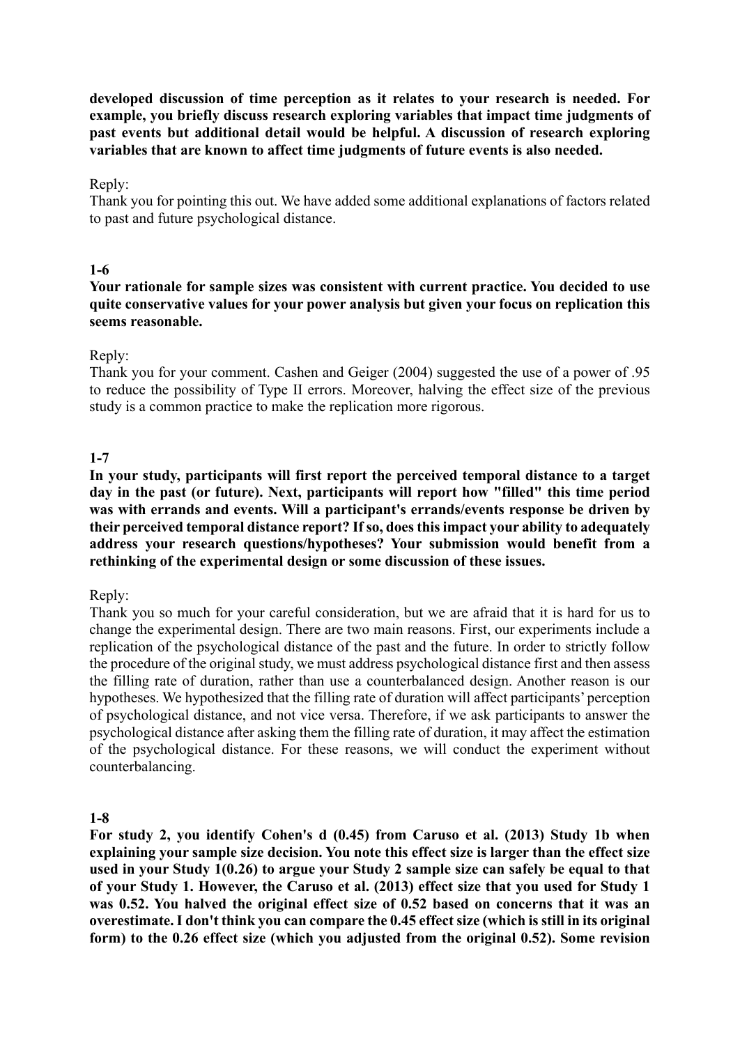**developed discussion of time perception as it relates to your research is needed. For example, you briefly discuss research exploring variables that impact time judgments of past events but additional detail would be helpful. A discussion of research exploring variables that are known to affect time judgments of future events is also needed.**

Reply:
Thank you for pointing this out. We have added some additional explanations of factors related to past and future psychological distance.

**1-6**

**Your rationale for sample sizes was consistent with current practice. You decided to use quite conservative values for your power analysis but given your focus on replication this seems reasonable.**

Reply:
Thank you for your comment. Cashen and Geiger (2004) suggested the use of a power of .95 to reduce the possibility of Type II errors. Moreover, halving the effect size of the previous study is a common practice to make the replication more rigorous.

**1-7**

**In your study, participants will first report the perceived temporal distance to a target day in the past (or future). Next, participants will report how "filled" this time period was with errands and events. Will a participant's errands/events response be driven by their perceived temporal distance report? If so, does this impact your ability to adequately address your research questions/hypotheses? Your submission would benefit from a rethinking of the experimental design or some discussion of these issues.**

Reply:
Thank you so much for your careful consideration, but we are afraid that it is hard for us to change the experimental design. There are two main reasons. First, our experiments include a replication of the psychological distance of the past and the future. In order to strictly follow the procedure of the original study, we must address psychological distance first and then assess the filling rate of duration, rather than use a counterbalanced design. Another reason is our hypotheses. We hypothesized that the filling rate of duration will affect participants' perception of psychological distance, and not vice versa. Therefore, if we ask participants to answer the psychological distance after asking them the filling rate of duration, it may affect the estimation of the psychological distance. For these reasons, we will conduct the experiment without counterbalancing.

**1-8**

**For study 2, you identify Cohen's d (0.45) from Caruso et al. (2013) Study 1b when explaining your sample size decision. You note this effect size is larger than the effect size used in your Study 1(0.26) to argue your Study 2 sample size can safely be equal to that of your Study 1. However, the Caruso et al. (2013) effect size that you used for Study 1 was 0.52. You halved the original effect size of 0.52 based on concerns that it was an overestimate. I don't think you can compare the 0.45 effect size (which is still in its original form) to the 0.26 effect size (which you adjusted from the original 0.52). Some revision**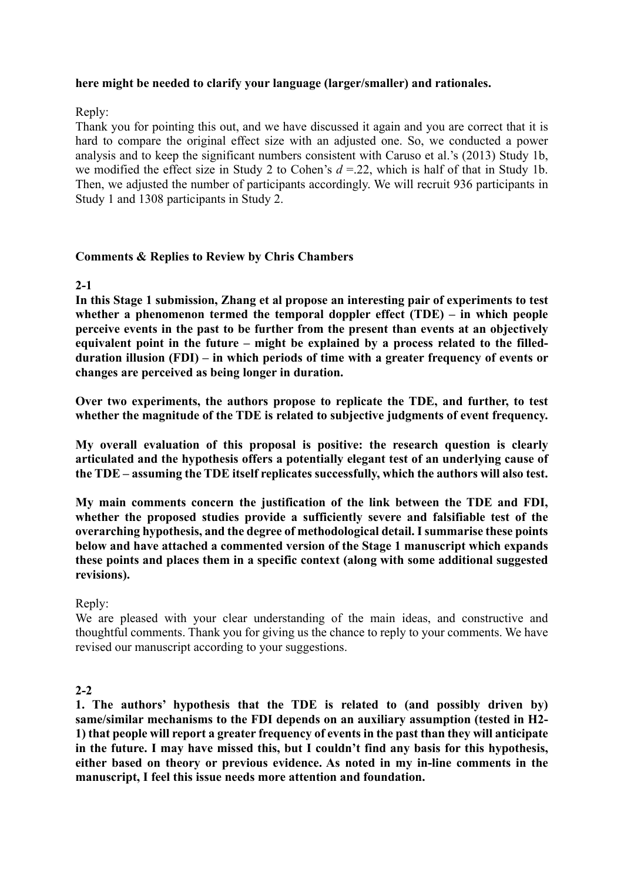**here might be needed to clarify your language (larger/smaller) and rationales.**

Reply:
Thank you for pointing this out, and we have discussed it again and you are correct that it is hard to compare the original effect size with an adjusted one. So, we conducted a power analysis and to keep the significant numbers consistent with Caruso et al.'s (2013) Study 1b, we modified the effect size in Study 2 to Cohen's $d$ =.22, which is half of that in Study 1b. Then, we adjusted the number of participants accordingly. We will recruit 936 participants in Study 1 and 1308 participants in Study 2.

**Comments & Replies to Review by Chris Chambers**

**2-1**

**In this Stage 1 submission, Zhang et al propose an interesting pair of experiments to test whether a phenomenon termed the temporal doppler effect (TDE) – in which people perceive events in the past to be further from the present than events at an objectively equivalent point in the future – might be explained by a process related to the filled-duration illusion (FDI) – in which periods of time with a greater frequency of events or changes are perceived as being longer in duration.**

**Over two experiments, the authors propose to replicate the TDE, and further, to test whether the magnitude of the TDE is related to subjective judgments of event frequency.**

**My overall evaluation of this proposal is positive: the research question is clearly articulated and the hypothesis offers a potentially elegant test of an underlying cause of the TDE – assuming the TDE itself replicates successfully, which the authors will also test.**

**My main comments concern the justification of the link between the TDE and FDI, whether the proposed studies provide a sufficiently severe and falsifiable test of the overarching hypothesis, and the degree of methodological detail. I summarise these points below and have attached a commented version of the Stage 1 manuscript which expands these points and places them in a specific context (along with some additional suggested revisions).**

Reply:
We are pleased with your clear understanding of the main ideas, and constructive and thoughtful comments. Thank you for giving us the chance to reply to your comments. We have revised our manuscript according to your suggestions.

**2-2**

**1. The authors' hypothesis that the TDE is related to (and possibly driven by) same/similar mechanisms to the FDI depends on an auxiliary assumption (tested in H2-1) that people will report a greater frequency of events in the past than they will anticipate in the future. I may have missed this, but I couldn't find any basis for this hypothesis, either based on theory or previous evidence. As noted in my in-line comments in the manuscript, I feel this issue needs more attention and foundation.**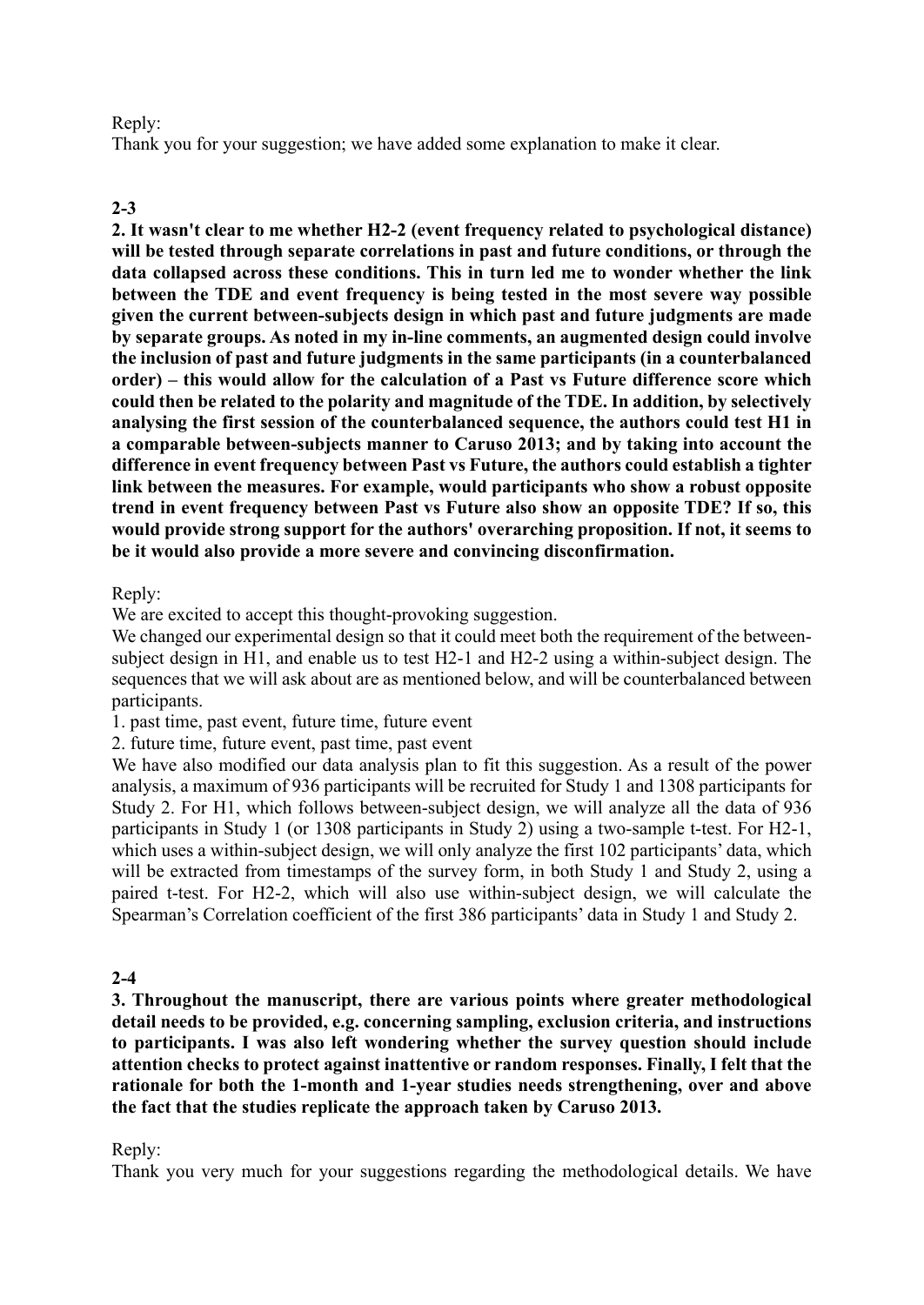Reply:
Thank you for your suggestion; we have added some explanation to make it clear.

**2-3**

**2. It wasn't clear to me whether H2-2 (event frequency related to psychological distance) will be tested through separate correlations in past and future conditions, or through the data collapsed across these conditions. This in turn led me to wonder whether the link between the TDE and event frequency is being tested in the most severe way possible given the current between-subjects design in which past and future judgments are made by separate groups. As noted in my in-line comments, an augmented design could involve the inclusion of past and future judgments in the same participants (in a counterbalanced order) – this would allow for the calculation of a Past vs Future difference score which could then be related to the polarity and magnitude of the TDE. In addition, by selectively analysing the first session of the counterbalanced sequence, the authors could test H1 in a comparable between-subjects manner to Caruso 2013; and by taking into account the difference in event frequency between Past vs Future, the authors could establish a tighter link between the measures. For example, would participants who show a robust opposite trend in event frequency between Past vs Future also show an opposite TDE? If so, this would provide strong support for the authors' overarching proposition. If not, it seems to be it would also provide a more severe and convincing disconfirmation.**

Reply:
We are excited to accept this thought-provoking suggestion.
We changed our experimental design so that it could meet both the requirement of the between-subject design in H1, and enable us to test H2-1 and H2-2 using a within-subject design. The sequences that we will ask about are as mentioned below, and will be counterbalanced between participants.

1. past time, past event, future time, future event
2. future time, future event, past time, past event

We have also modified our data analysis plan to fit this suggestion. As a result of the power analysis, a maximum of 936 participants will be recruited for Study 1 and 1308 participants for Study 2. For H1, which follows between-subject design, we will analyze all the data of 936 participants in Study 1 (or 1308 participants in Study 2) using a two-sample t-test. For H2-1, which uses a within-subject design, we will only analyze the first 102 participants' data, which will be extracted from timestamps of the survey form, in both Study 1 and Study 2, using a paired t-test. For H2-2, which will also use within-subject design, we will calculate the Spearman's Correlation coefficient of the first 386 participants' data in Study 1 and Study 2.

**2-4**

**3. Throughout the manuscript, there are various points where greater methodological detail needs to be provided, e.g. concerning sampling, exclusion criteria, and instructions to participants. I was also left wondering whether the survey question should include attention checks to protect against inattentive or random responses. Finally, I felt that the rationale for both the 1-month and 1-year studies needs strengthening, over and above the fact that the studies replicate the approach taken by Caruso 2013.**

Reply:
Thank you very much for your suggestions regarding the methodological details. We have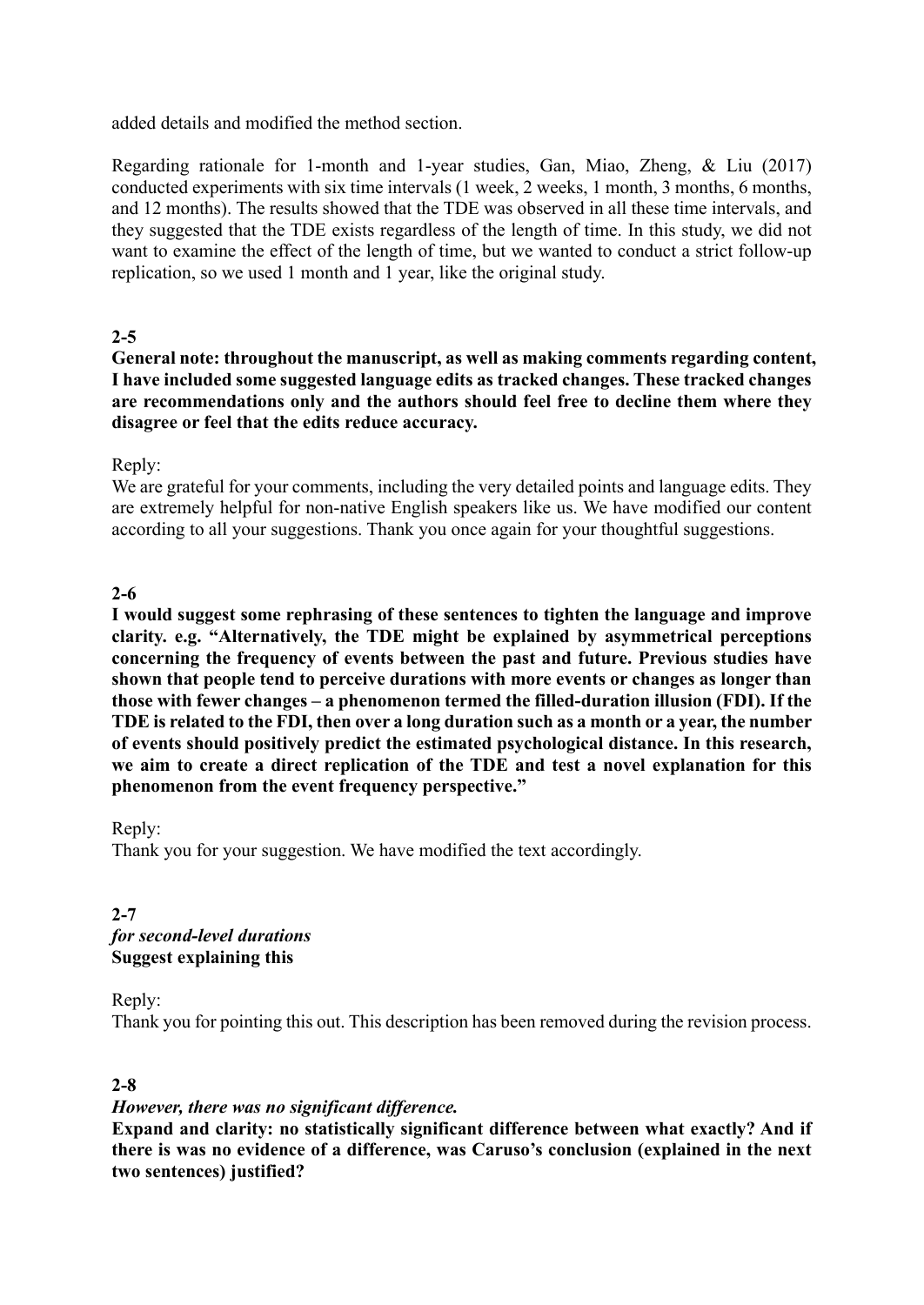added details and modified the method section.

Regarding rationale for 1-month and 1-year studies, Gan, Miao, Zheng, & Liu (2017) conducted experiments with six time intervals (1 week, 2 weeks, 1 month, 3 months, 6 months, and 12 months). The results showed that the TDE was observed in all these time intervals, and they suggested that the TDE exists regardless of the length of time. In this study, we did not want to examine the effect of the length of time, but we wanted to conduct a strict follow-up replication, so we used 1 month and 1 year, like the original study.

**2-5**

**General note: throughout the manuscript, as well as making comments regarding content, I have included some suggested language edits as tracked changes. These tracked changes are recommendations only and the authors should feel free to decline them where they disagree or feel that the edits reduce accuracy.**

Reply:
We are grateful for your comments, including the very detailed points and language edits. They are extremely helpful for non-native English speakers like us. We have modified our content according to all your suggestions. Thank you once again for your thoughtful suggestions.

**2-6**

**I would suggest some rephrasing of these sentences to tighten the language and improve clarity. e.g. "Alternatively, the TDE might be explained by asymmetrical perceptions concerning the frequency of events between the past and future. Previous studies have shown that people tend to perceive durations with more events or changes as longer than those with fewer changes – a phenomenon termed the filled-duration illusion (FDI). If the TDE is related to the FDI, then over a long duration such as a month or a year, the number of events should positively predict the estimated psychological distance. In this research, we aim to create a direct replication of the TDE and test a novel explanation for this phenomenon from the event frequency perspective."**

Reply:
Thank you for your suggestion. We have modified the text accordingly.

**2-7**

***for second-level durations***
**Suggest explaining this**

Reply:
Thank you for pointing this out. This description has been removed during the revision process.

**2-8**

***However, there was no significant difference.***
**Expand and clarity: no statistically significant difference between what exactly? And if there is was no evidence of a difference, was Caruso's conclusion (explained in the next two sentences) justified?**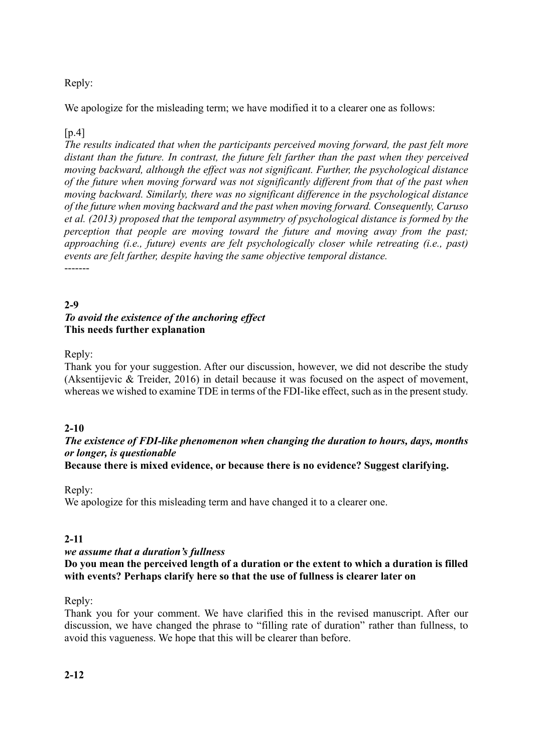Reply:

We apologize for the misleading term; we have modified it to a clearer one as follows:

[p.4]

*The results indicated that when the participants perceived moving forward, the past felt more distant than the future. In contrast, the future felt farther than the past when they perceived moving backward, although the effect was not significant. Further, the psychological distance of the future when moving forward was not significantly different from that of the past when moving backward. Similarly, there was no significant difference in the psychological distance of the future when moving backward and the past when moving forward. Consequently, Caruso et al. (2013) proposed that the temporal asymmetry of psychological distance is formed by the perception that people are moving toward the future and moving away from the past; approaching (i.e., future) events are felt psychologically closer while retreating (i.e., past) events are felt farther, despite having the same objective temporal distance.*

-------

**2-9**

***To avoid the existence of the anchoring effect***

**This needs further explanation**

Reply:

Thank you for your suggestion. After our discussion, however, we did not describe the study (Aksentijevic & Treider, 2016) in detail because it was focused on the aspect of movement, whereas we wished to examine TDE in terms of the FDI-like effect, such as in the present study.

**2-10**

***The existence of FDI-like phenomenon when changing the duration to hours, days, months or longer, is questionable***

**Because there is mixed evidence, or because there is no evidence? Suggest clarifying.**

Reply:

We apologize for this misleading term and have changed it to a clearer one.

**2-11**

***we assume that a duration's fullness***

**Do you mean the perceived length of a duration or the extent to which a duration is filled with events? Perhaps clarify here so that the use of fullness is clearer later on**

Reply:

Thank you for your comment. We have clarified this in the revised manuscript. After our discussion, we have changed the phrase to "filling rate of duration" rather than fullness, to avoid this vagueness. We hope that this will be clearer than before.

**2-12**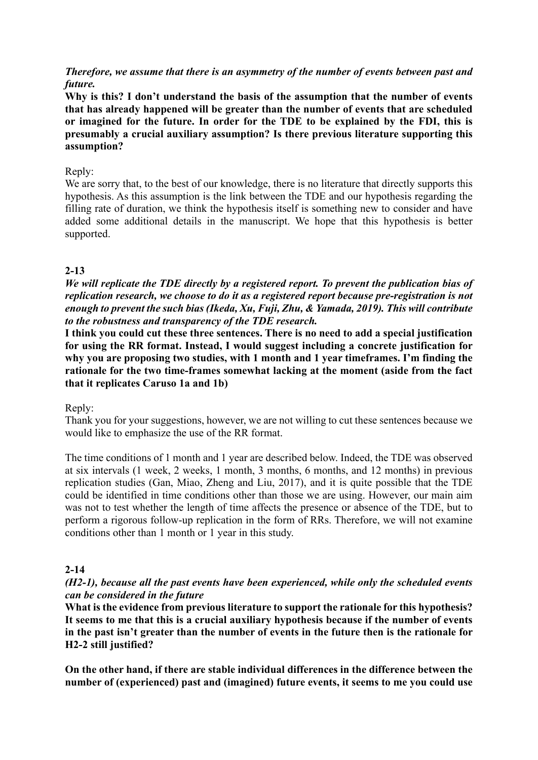***Therefore, we assume that there is an asymmetry of the number of events between past and future.***

**Why is this? I don't understand the basis of the assumption that the number of events that has already happened will be greater than the number of events that are scheduled or imagined for the future. In order for the TDE to be explained by the FDI, this is presumably a crucial auxiliary assumption? Is there previous literature supporting this assumption?**

Reply:

We are sorry that, to the best of our knowledge, there is no literature that directly supports this hypothesis. As this assumption is the link between the TDE and our hypothesis regarding the filling rate of duration, we think the hypothesis itself is something new to consider and have added some additional details in the manuscript. We hope that this hypothesis is better supported.

**2-13**

***We will replicate the TDE directly by a registered report. To prevent the publication bias of replication research, we choose to do it as a registered report because pre-registration is not enough to prevent the such bias (Ikeda, Xu, Fuji, Zhu, & Yamada, 2019). This will contribute to the robustness and transparency of the TDE research.***

**I think you could cut these three sentences. There is no need to add a special justification for using the RR format. Instead, I would suggest including a concrete justification for why you are proposing two studies, with 1 month and 1 year timeframes. I'm finding the rationale for the two time-frames somewhat lacking at the moment (aside from the fact that it replicates Caruso 1a and 1b)**

Reply:

Thank you for your suggestions, however, we are not willing to cut these sentences because we would like to emphasize the use of the RR format.

The time conditions of 1 month and 1 year are described below. Indeed, the TDE was observed at six intervals (1 week, 2 weeks, 1 month, 3 months, 6 months, and 12 months) in previous replication studies (Gan, Miao, Zheng and Liu, 2017), and it is quite possible that the TDE could be identified in time conditions other than those we are using. However, our main aim was not to test whether the length of time affects the presence or absence of the TDE, but to perform a rigorous follow-up replication in the form of RRs. Therefore, we will not examine conditions other than 1 month or 1 year in this study.

**2-14**

***(H2-1), because all the past events have been experienced, while only the scheduled events can be considered in the future***

**What is the evidence from previous literature to support the rationale for this hypothesis? It seems to me that this is a crucial auxiliary hypothesis because if the number of events in the past isn't greater than the number of events in the future then is the rationale for H2-2 still justified?**

**On the other hand, if there are stable individual differences in the difference between the number of (experienced) past and (imagined) future events, it seems to me you could use**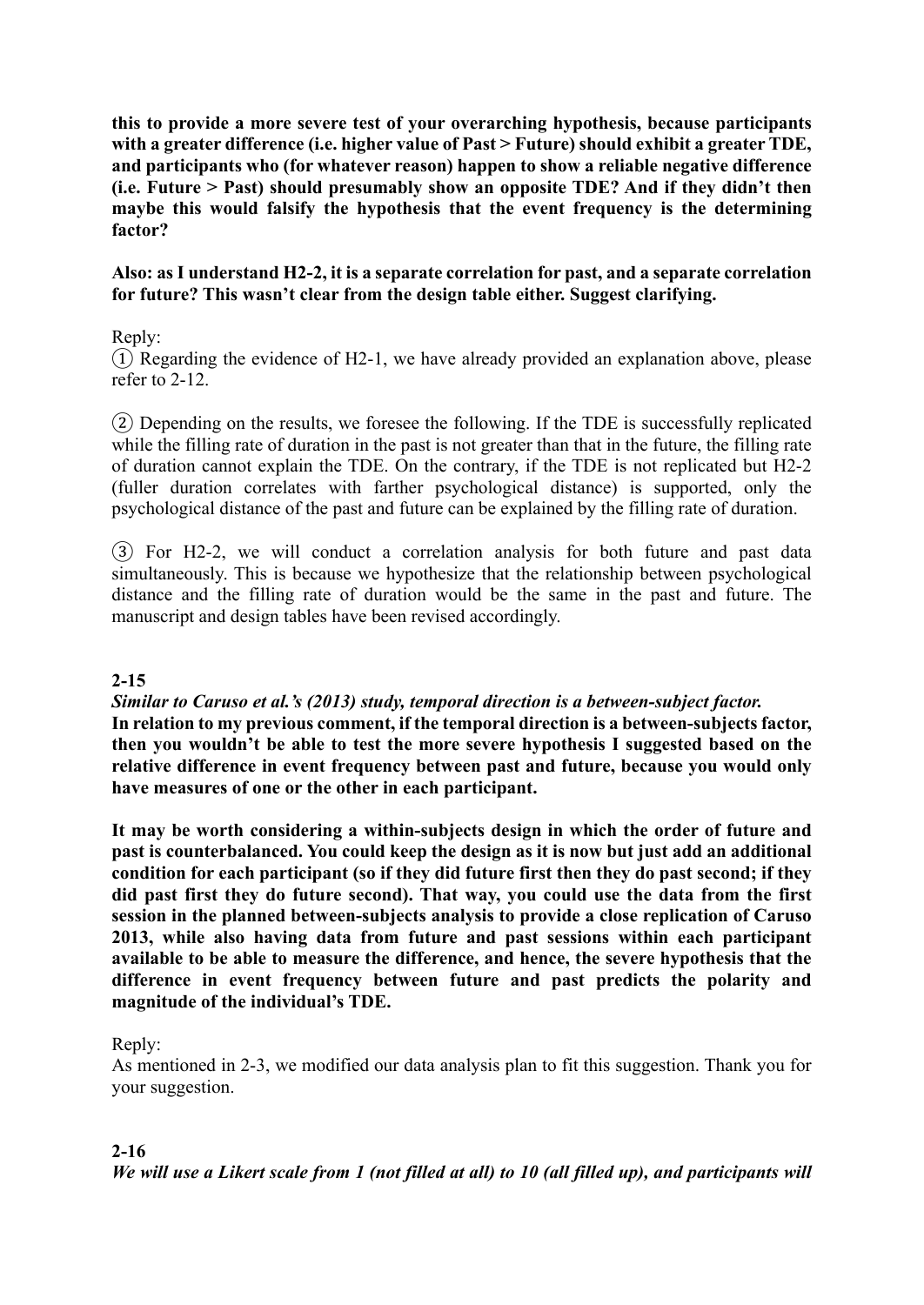**this to provide a more severe test of your overarching hypothesis, because participants with a greater difference (i.e. higher value of Past > Future) should exhibit a greater TDE, and participants who (for whatever reason) happen to show a reliable negative difference (i.e. Future > Past) should presumably show an opposite TDE? And if they didn't then maybe this would falsify the hypothesis that the event frequency is the determining factor?**

**Also: as I understand H2-2, it is a separate correlation for past, and a separate correlation for future? This wasn't clear from the design table either. Suggest clarifying.**

Reply:

① Regarding the evidence of H2-1, we have already provided an explanation above, please refer to 2-12.

② Depending on the results, we foresee the following. If the TDE is successfully replicated while the filling rate of duration in the past is not greater than that in the future, the filling rate of duration cannot explain the TDE. On the contrary, if the TDE is not replicated but H2-2 (fuller duration correlates with farther psychological distance) is supported, only the psychological distance of the past and future can be explained by the filling rate of duration.

③ For H2-2, we will conduct a correlation analysis for both future and past data simultaneously. This is because we hypothesize that the relationship between psychological distance and the filling rate of duration would be the same in the past and future. The manuscript and design tables have been revised accordingly.

**2-15**

***Similar to Caruso et al.'s (2013) study, temporal direction is a between-subject factor.***
**In relation to my previous comment, if the temporal direction is a between-subjects factor, then you wouldn't be able to test the more severe hypothesis I suggested based on the relative difference in event frequency between past and future, because you would only have measures of one or the other in each participant.**

**It may be worth considering a within-subjects design in which the order of future and past is counterbalanced. You could keep the design as it is now but just add an additional condition for each participant (so if they did future first then they do past second; if they did past first they do future second). That way, you could use the data from the first session in the planned between-subjects analysis to provide a close replication of Caruso 2013, while also having data from future and past sessions within each participant available to be able to measure the difference, and hence, the severe hypothesis that the difference in event frequency between future and past predicts the polarity and magnitude of the individual's TDE.**

Reply:

As mentioned in 2-3, we modified our data analysis plan to fit this suggestion. Thank you for your suggestion.

**2-16**

***We will use a Likert scale from 1 (not filled at all) to 10 (all filled up), and participants will***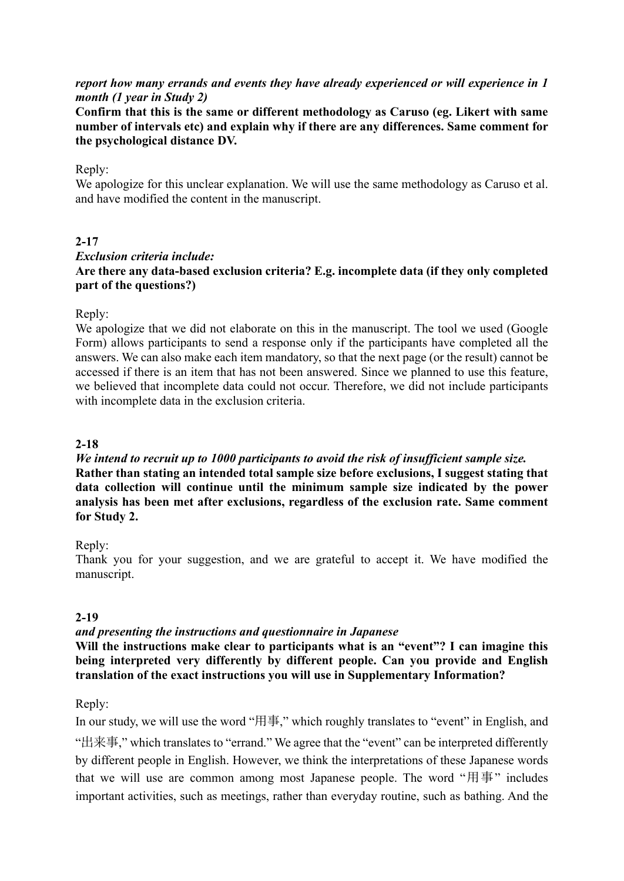***report how many errands and events they have already experienced or will experience in 1 month (1 year in Study 2)***

**Confirm that this is the same or different methodology as Caruso (eg. Likert with same number of intervals etc) and explain why if there are any differences. Same comment for the psychological distance DV.**

Reply:
We apologize for this unclear explanation. We will use the same methodology as Caruso et al. and have modified the content in the manuscript.

**2-17**

***Exclusion criteria include:***

**Are there any data-based exclusion criteria? E.g. incomplete data (if they only completed part of the questions?)**

Reply:
We apologize that we did not elaborate on this in the manuscript. The tool we used (Google Form) allows participants to send a response only if the participants have completed all the answers. We can also make each item mandatory, so that the next page (or the result) cannot be accessed if there is an item that has not been answered. Since we planned to use this feature, we believed that incomplete data could not occur. Therefore, we did not include participants with incomplete data in the exclusion criteria.

**2-18**

***We intend to recruit up to 1000 participants to avoid the risk of insufficient sample size.***

**Rather than stating an intended total sample size before exclusions, I suggest stating that data collection will continue until the minimum sample size indicated by the power analysis has been met after exclusions, regardless of the exclusion rate. Same comment for Study 2.**

Reply:
Thank you for your suggestion, and we are grateful to accept it. We have modified the manuscript.

**2-19**

***and presenting the instructions and questionnaire in Japanese***

**Will the instructions make clear to participants what is an "event"? I can imagine this being interpreted very differently by different people. Can you provide and English translation of the exact instructions you will use in Supplementary Information?**

Reply:
In our study, we will use the word "用事," which roughly translates to "event" in English, and "出来事," which translates to "errand." We agree that the "event" can be interpreted differently by different people in English. However, we think the interpretations of these Japanese words that we will use are common among most Japanese people. The word "用事" includes important activities, such as meetings, rather than everyday routine, such as bathing. And the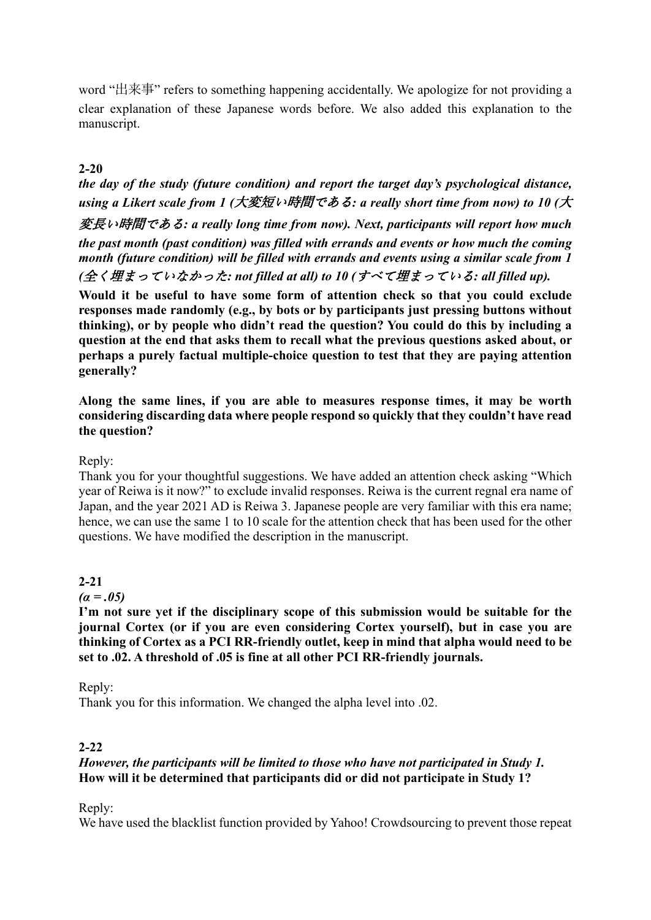word “出来事” refers to something happening accidentally. We apologize for not providing a clear explanation of these Japanese words before. We also added this explanation to the manuscript.

**2-20**

***the day of the study (future condition) and report the target day’s psychological distance, using a Likert scale from 1 (大変短い時間である: a really short time from now) to 10 (大変長い時間である: a really long time from now). Next, participants will report how much the past month (past condition) was filled with errands and events or how much the coming month (future condition) will be filled with errands and events using a similar scale from 1 (全く埋まっていなかった: not filled at all) to 10 (すべて埋まっている: all filled up).***

**Would it be useful to have some form of attention check so that you could exclude responses made randomly (e.g., by bots or by participants just pressing buttons without thinking), or by people who didn’t read the question? You could do this by including a question at the end that asks them to recall what the previous questions asked about, or perhaps a purely factual multiple-choice question to test that they are paying attention generally?**

**Along the same lines, if you are able to measures response times, it may be worth considering discarding data where people respond so quickly that they couldn’t have read the question?**

Reply:
Thank you for your thoughtful suggestions. We have added an attention check asking “Which year of Reiwa is it now?” to exclude invalid responses. Reiwa is the current regnal era name of Japan, and the year 2021 AD is Reiwa 3. Japanese people are very familiar with this era name; hence, we can use the same 1 to 10 scale for the attention check that has been used for the other questions. We have modified the description in the manuscript.

**2-21**

***(α = .05)***

**I’m not sure yet if the disciplinary scope of this submission would be suitable for the journal Cortex (or if you are even considering Cortex yourself), but in case you are thinking of Cortex as a PCI RR-friendly outlet, keep in mind that alpha would need to be set to .02. A threshold of .05 is fine at all other PCI RR-friendly journals.**

Reply:
Thank you for this information. We changed the alpha level into .02.

**2-22**

***However, the participants will be limited to those who have not participated in Study 1.***
**How will it be determined that participants did or did not participate in Study 1?**

Reply:
We have used the blacklist function provided by Yahoo! Crowdsourcing to prevent those repeat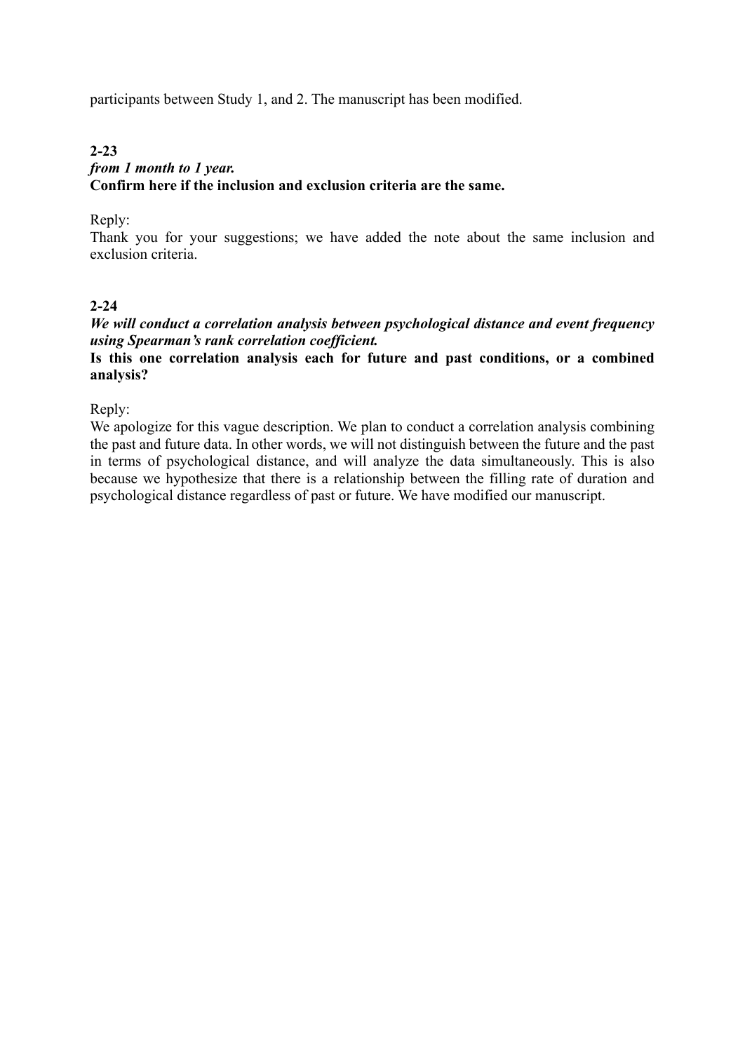participants between Study 1, and 2. The manuscript has been modified.

**2-23**
***from 1 month to 1 year.***
**Confirm here if the inclusion and exclusion criteria are the same.**

Reply:
Thank you for your suggestions; we have added the note about the same inclusion and exclusion criteria.

**2-24**
***We will conduct a correlation analysis between psychological distance and event frequency using Spearman's rank correlation coefficient.***
**Is this one correlation analysis each for future and past conditions, or a combined analysis?**

Reply:
We apologize for this vague description. We plan to conduct a correlation analysis combining the past and future data. In other words, we will not distinguish between the future and the past in terms of psychological distance, and will analyze the data simultaneously. This is also because we hypothesize that there is a relationship between the filling rate of duration and psychological distance regardless of past or future. We have modified our manuscript.